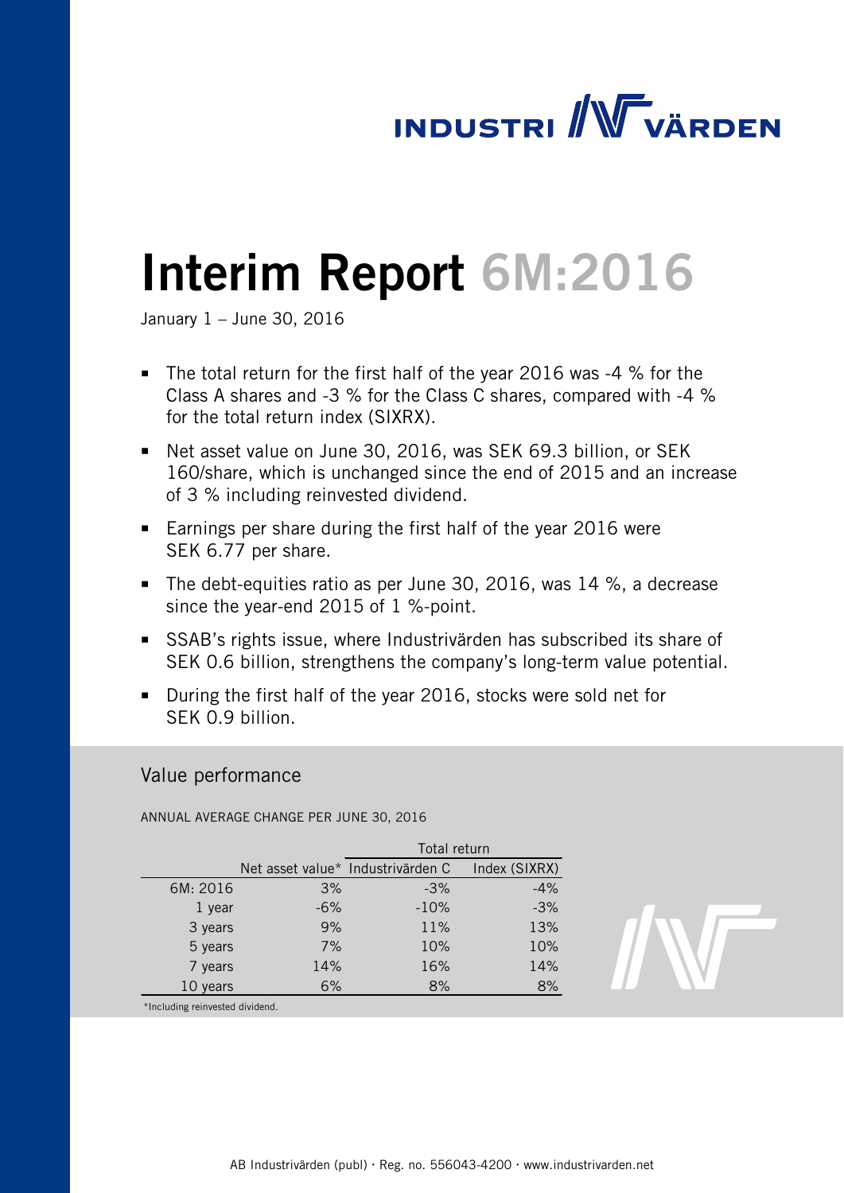# Interim Report 6M:2016

January 1 – June 30, 2016

- The total return for the first half of the year 2016 was -4 % for the Class A shares and -3 % for the Class C shares, compared with -4 % for the total return index (SIXRX).
- Net asset value on June 30, 2016, was SEK 69.3 billion, or SEK 160/share, which is unchanged since the end of 2015 and an increase of 3 % including reinvested dividend.
- Earnings per share during the first half of the year 2016 were SEK 6.77 per share.
- The debt-equities ratio as per June 30, 2016, was 14 %, a decrease since the year-end 2015 of 1 %-point.
- SSAB's rights issue, where Industrivärden has subscribed its share of SEK 0.6 billion, strengthens the company's long-term value potential.
- During the first half of the year 2016, stocks were sold net for SEK 0.9 billion.

## Value performance

ANNUAL AVERAGE CHANGE PER JUNE 30, 2016

| | | Total return | |
|---|---|---|---|
| | Net asset value* | Industrivärden C | Index (SIXRX) |
| 6M: 2016 | 3% | -3% | -4% |
| 1 year | -6% | -10% | -3% |
| 3 years | 9% | 11% | 13% |
| 5 years | 7% | 10% | 10% |
| 7 years | 14% | 16% | 14% |
| 10 years | 6% | 8% | 8% |

*Including reinvested dividend.

AB Industrivärden (publ) · Reg. no. 556043-4200 · www.industrivarden.net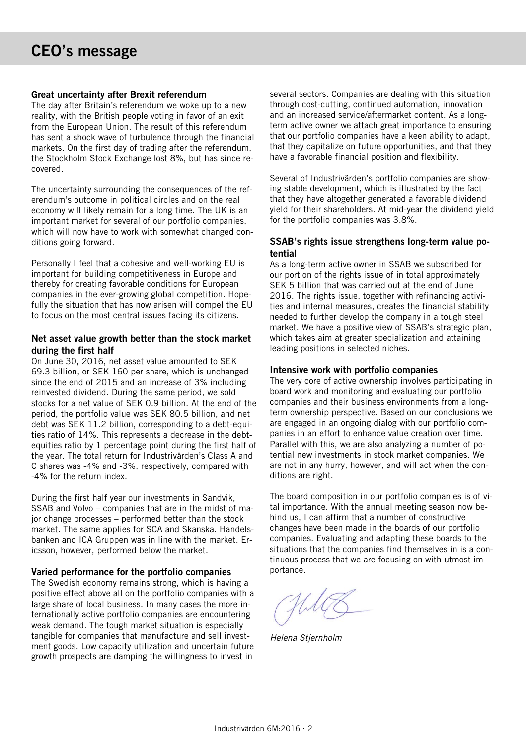# CEO's message

## Great uncertainty after Brexit referendum

The day after Britain's referendum we woke up to a new reality, with the British people voting in favor of an exit from the European Union. The result of this referendum has sent a shock wave of turbulence through the financial markets. On the first day of trading after the referendum, the Stockholm Stock Exchange lost 8%, but has since recovered.

The uncertainty surrounding the consequences of the referendum's outcome in political circles and on the real economy will likely remain for a long time. The UK is an important market for several of our portfolio companies, which will now have to work with somewhat changed conditions going forward.

Personally I feel that a cohesive and well-working EU is important for building competitiveness in Europe and thereby for creating favorable conditions for European companies in the ever-growing global competition. Hopefully the situation that has now arisen will compel the EU to focus on the most central issues facing its citizens.

## Net asset value growth better than the stock market during the first half

On June 30, 2016, net asset value amounted to SEK 69.3 billion, or SEK 160 per share, which is unchanged since the end of 2015 and an increase of 3% including reinvested dividend. During the same period, we sold stocks for a net value of SEK 0.9 billion. At the end of the period, the portfolio value was SEK 80.5 billion, and net debt was SEK 11.2 billion, corresponding to a debt-equities ratio of 14%. This represents a decrease in the debt-equities ratio by 1 percentage point during the first half of the year. The total return for Industrivärden's Class A and C shares was -4% and -3%, respectively, compared with -4% for the return index.

During the first half year our investments in Sandvik, SSAB and Volvo – companies that are in the midst of major change processes – performed better than the stock market. The same applies for SCA and Skanska. Handelsbanken and ICA Gruppen was in line with the market. Ericsson, however, performed below the market.

## Varied performance for the portfolio companies

The Swedish economy remains strong, which is having a positive effect above all on the portfolio companies with a large share of local business. In many cases the more internationally active portfolio companies are encountering weak demand. The tough market situation is especially tangible for companies that manufacture and sell investment goods. Low capacity utilization and uncertain future growth prospects are damping the willingness to invest in several sectors. Companies are dealing with this situation through cost-cutting, continued automation, innovation and an increased service/aftermarket content. As a long-term active owner we attach great importance to ensuring that our portfolio companies have a keen ability to adapt, that they capitalize on future opportunities, and that they have a favorable financial position and flexibility.

Several of Industrivärden's portfolio companies are showing stable development, which is illustrated by the fact that they have altogether generated a favorable dividend yield for their shareholders. At mid-year the dividend yield for the portfolio companies was 3.8%.

## SSAB's rights issue strengthens long-term value potential

As a long-term active owner in SSAB we subscribed for our portion of the rights issue of in total approximately SEK 5 billion that was carried out at the end of June 2016. The rights issue, together with refinancing activities and internal measures, creates the financial stability needed to further develop the company in a tough steel market. We have a positive view of SSAB's strategic plan, which takes aim at greater specialization and attaining leading positions in selected niches.

## Intensive work with portfolio companies

The very core of active ownership involves participating in board work and monitoring and evaluating our portfolio companies and their business environments from a long-term ownership perspective. Based on our conclusions we are engaged in an ongoing dialog with our portfolio companies in an effort to enhance value creation over time. Parallel with this, we are also analyzing a number of potential new investments in stock market companies. We are not in any hurry, however, and will act when the conditions are right.

The board composition in our portfolio companies is of vital importance. With the annual meeting season now behind us, I can affirm that a number of constructive changes have been made in the boards of our portfolio companies. Evaluating and adapting these boards to the situations that the companies find themselves in is a continuous process that we are focusing on with utmost importance.

*Helena Stjernholm*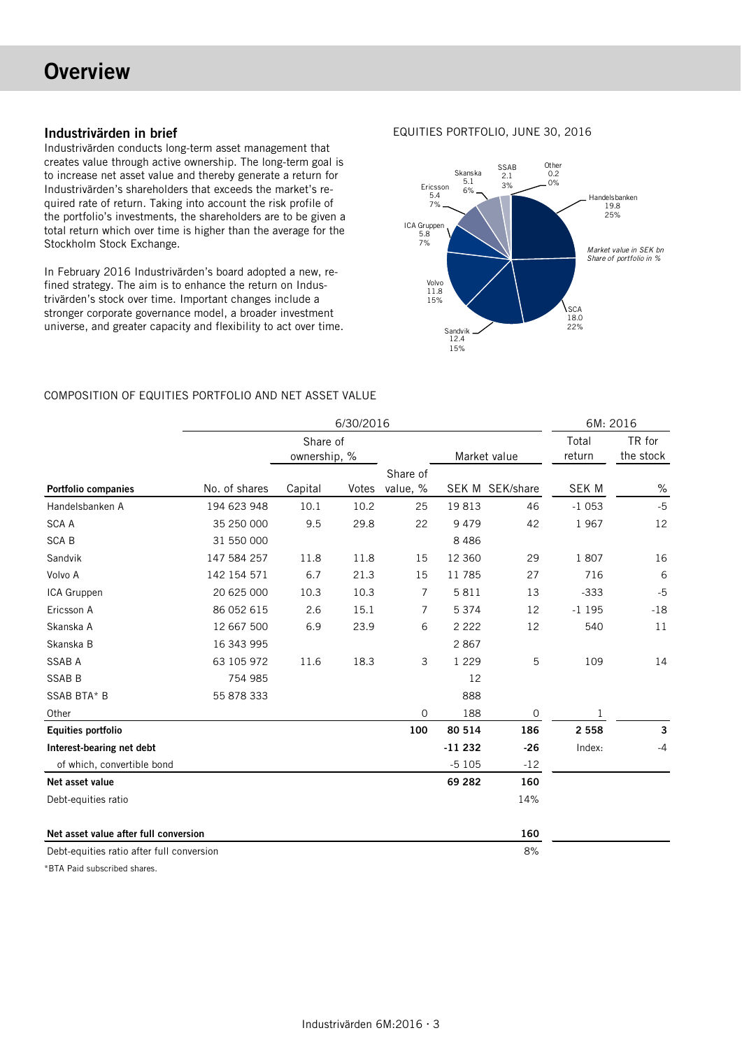# Overview

## Industrivärden in brief

Industrivärden conducts long-term asset management that creates value through active ownership. The long-term goal is to increase net asset value and thereby generate a return for Industrivärden's shareholders that exceeds the market's required rate of return. Taking into account the risk profile of the portfolio's investments, the shareholders are to be given a total return which over time is higher than the average for the Stockholm Stock Exchange.

In February 2016 Industrivärden's board adopted a new, refined strategy. The aim is to enhance the return on Industrivärden's stock over time. Important changes include a stronger corporate governance model, a broader investment universe, and greater capacity and flexibility to act over time.

EQUITIES PORTFOLIO, JUNE 30, 2016

Handelsbanken
19.8
25%

SCA
18.0
22%

Sandvik
12.4
15%

Volvo
11.8
15%

ICA Gruppen
5.8
7%

Ericsson
5.4
7%

Skanska
5.1
6%

SSAB
2.1
3%

Other
0.2
0%

*Market value in SEK bn*
*Share of portfolio in %*

COMPOSITION OF EQUITIES PORTFOLIO AND NET ASSET VALUE

| | 6/30/2016 | | | | | | 6M: 2016 | |
|---|---|---|---|---|---|---|---|---|
| | | Share of ownership, % | | | Market value | | Total return | TR for the stock |
| **Portfolio companies** | No. of shares | Capital | Votes | Share of value, % | SEK M | SEK/share | SEK M | % |
| Handelsbanken A | 194 623 948 | 10.1 | 10.2 | 25 | 19 813 | 46 | -1 053 | -5 |
| SCA A | 35 250 000 | 9.5 | 29.8 | 22 | 9 479 | 42 | 1 967 | 12 |
| SCA B | 31 550 000 | | | | 8 486 | | | |
| Sandvik | 147 584 257 | 11.8 | 11.8 | 15 | 12 360 | 29 | 1 807 | 16 |
| Volvo A | 142 154 571 | 6.7 | 21.3 | 15 | 11 785 | 27 | 716 | 6 |
| ICA Gruppen | 20 625 000 | 10.3 | 10.3 | 7 | 5 811 | 13 | -333 | -5 |
| Ericsson A | 86 052 615 | 2.6 | 15.1 | 7 | 5 374 | 12 | -1 195 | -18 |
| Skanska A | 12 667 500 | 6.9 | 23.9 | 6 | 2 222 | 12 | 540 | 11 |
| Skanska B | 16 343 995 | | | | 2 867 | | | |
| SSAB A | 63 105 972 | 11.6 | 18.3 | 3 | 1 229 | 5 | 109 | 14 |
| SSAB B | 754 985 | | | | 12 | | | |
| SSAB BTA* B | 55 878 333 | | | | 888 | | | |
| Other | | | | 0 | 188 | 0 | 1 | |
| **Equities portfolio** | | | | **100** | **80 514** | **186** | **2 558** | **3** |
| **Interest-bearing net debt** | | | | | **-11 232** | **-26** | Index: | -4 |
| of which, convertible bond | | | | | -5 105 | -12 | | |
| **Net asset value** | | | | | **69 282** | **160** | | |
| Debt-equities ratio | | | | | | 14% | | |
| **Net asset value after full conversion** | | | | | | **160** | | |
| Debt-equities ratio after full conversion | | | | | | 8% | | |

*BTA Paid subscribed shares.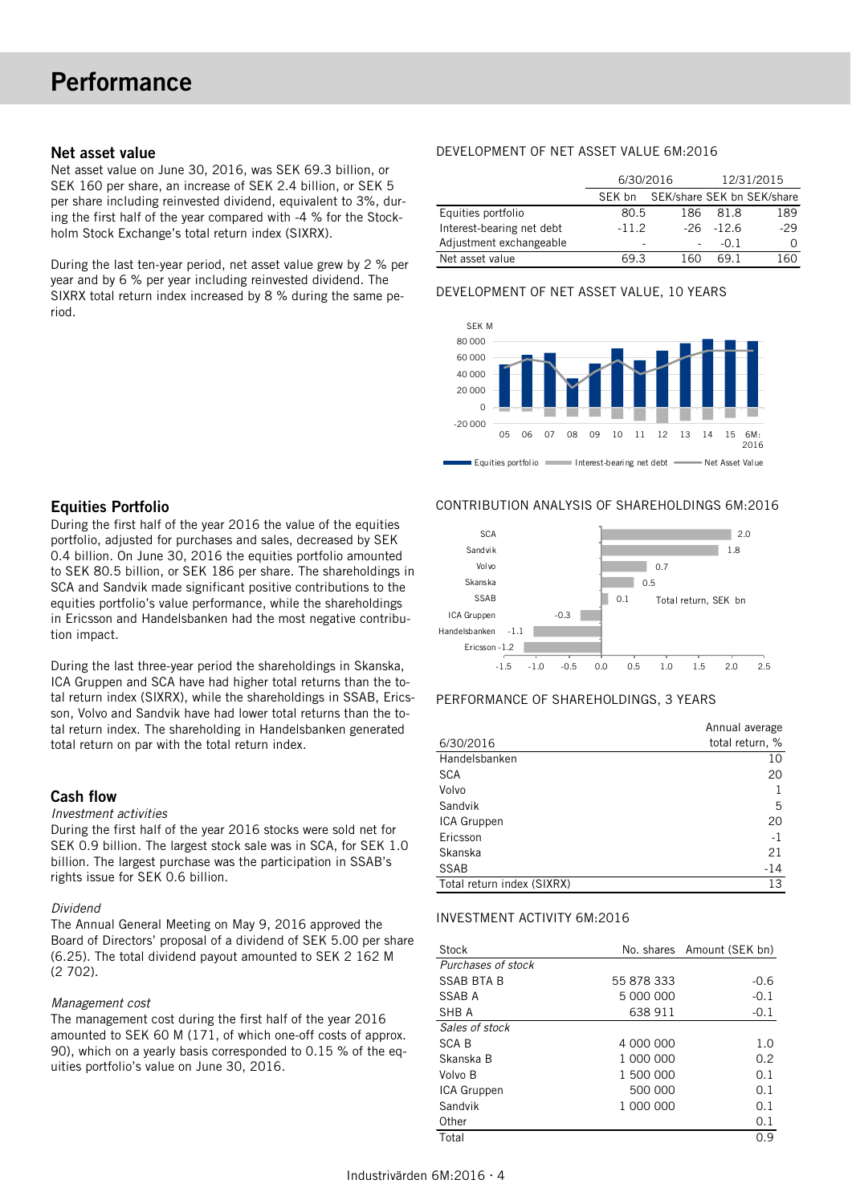# Performance

## Net asset value

Net asset value on June 30, 2016, was SEK 69.3 billion, or SEK 160 per share, an increase of SEK 2.4 billion, or SEK 5 per share including reinvested dividend, equivalent to 3%, during the first half of the year compared with -4 % for the Stockholm Stock Exchange's total return index (SIXRX).

During the last ten-year period, net asset value grew by 2 % per year and by 6 % per year including reinvested dividend. The SIXRX total return index increased by 8 % during the same period.

DEVELOPMENT OF NET ASSET VALUE 6M:2016

| | 6/30/2016 | | 12/31/2015 | |
|---|---|---|---|---|
| | SEK bn | SEK/share | SEK bn | SEK/share |
| Equities portfolio | 80.5 | 186 | 81.8 | 189 |
| Interest-bearing net debt | -11.2 | -26 | -12.6 | -29 |
| Adjustment exchangeable | - | - | -0.1 | 0 |
| Net asset value | 69.3 | 160 | 69.1 | 160 |

DEVELOPMENT OF NET ASSET VALUE, 10 YEARS

SEK M

80 000
60 000
40 000
20 000
0
-20 000

05 06 07 08 09 10 11 12 13 14 15 6M: 2016

Equities portfolio — Interest-bearing net debt — Net Asset Value

## Equities Portfolio

During the first half of the year 2016 the value of the equities portfolio, adjusted for purchases and sales, decreased by SEK 0.4 billion. On June 30, 2016 the equities portfolio amounted to SEK 80.5 billion, or SEK 186 per share. The shareholdings in SCA and Sandvik made significant positive contributions to the equities portfolio's value performance, while the shareholdings in Ericsson and Handelsbanken had the most negative contribution impact.

During the last three-year period the shareholdings in Skanska, ICA Gruppen and SCA have had higher total returns than the total return index (SIXRX), while the shareholdings in SSAB, Ericsson, Volvo and Sandvik have had lower total returns than the total return index. The shareholding in Handelsbanken generated total return on par with the total return index.

CONTRIBUTION ANALYSIS OF SHAREHOLDINGS 6M:2016

SCA 2.0
Sandvik 1.8
Volvo 0.7
Skanska 0.5
SSAB 0.1
ICA Gruppen -0.3
Handelsbanken -1.1
Ericsson -1.2

Total return, SEK bn

-1.5 -1.0 -0.5 0.0 0.5 1.0 1.5 2.0 2.5

PERFORMANCE OF SHAREHOLDINGS, 3 YEARS

| 6/30/2016 | Annual average total return, % |
|---|---|
| Handelsbanken | 10 |
| SCA | 20 |
| Volvo | 1 |
| Sandvik | 5 |
| ICA Gruppen | 20 |
| Ericsson | -1 |
| Skanska | 21 |
| SSAB | -14 |
| Total return index (SIXRX) | 13 |

## Cash flow

*Investment activities*

During the first half of the year 2016 stocks were sold net for SEK 0.9 billion. The largest stock sale was in SCA, for SEK 1.0 billion. The largest purchase was the participation in SSAB's rights issue for SEK 0.6 billion.

*Dividend*

The Annual General Meeting on May 9, 2016 approved the Board of Directors' proposal of a dividend of SEK 5.00 per share (6.25). The total dividend payout amounted to SEK 2 162 M (2 702).

*Management cost*

The management cost during the first half of the year 2016 amounted to SEK 60 M (171, of which one-off costs of approx. 90), which on a yearly basis corresponded to 0.15 % of the equities portfolio's value on June 30, 2016.

INVESTMENT ACTIVITY 6M:2016

| Stock | No. shares | Amount (SEK bn) |
|---|---|---|
| *Purchases of stock* | | |
| SSAB BTA B | 55 878 333 | -0.6 |
| SSAB A | 5 000 000 | -0.1 |
| SHB A | 638 911 | -0.1 |
| *Sales of stock* | | |
| SCA B | 4 000 000 | 1.0 |
| Skanska B | 1 000 000 | 0.2 |
| Volvo B | 1 500 000 | 0.1 |
| ICA Gruppen | 500 000 | 0.1 |
| Sandvik | 1 000 000 | 0.1 |
| Other | | 0.1 |
| Total | | 0.9 |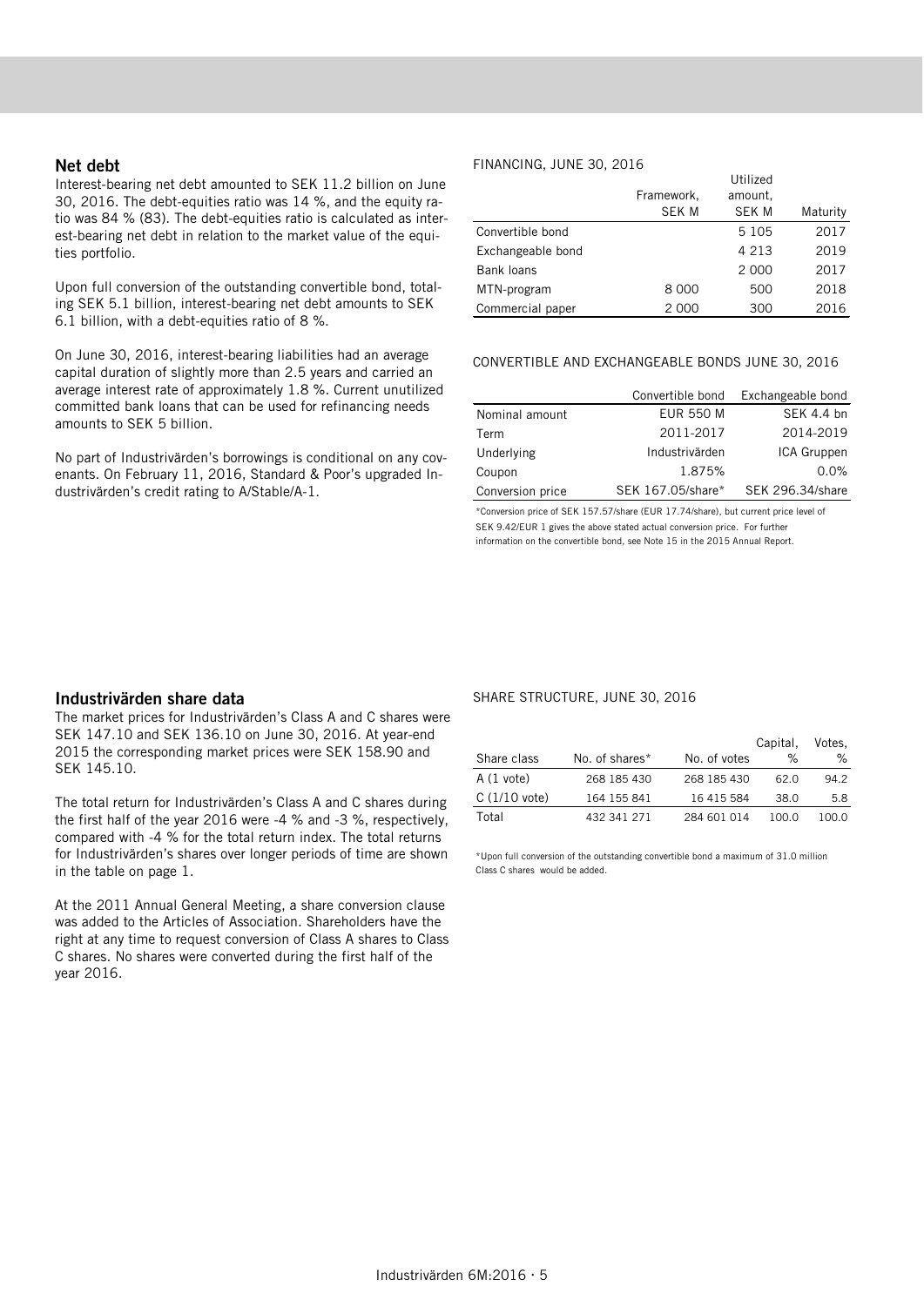## Net debt

Interest-bearing net debt amounted to SEK 11.2 billion on June 30, 2016. The debt-equities ratio was 14 %, and the equity ratio was 84 % (83). The debt-equities ratio is calculated as interest-bearing net debt in relation to the market value of the equities portfolio.

Upon full conversion of the outstanding convertible bond, totaling SEK 5.1 billion, interest-bearing net debt amounts to SEK 6.1 billion, with a debt-equities ratio of 8 %.

On June 30, 2016, interest-bearing liabilities had an average capital duration of slightly more than 2.5 years and carried an average interest rate of approximately 1.8 %. Current unutilized committed bank loans that can be used for refinancing needs amounts to SEK 5 billion.

No part of Industrivärden's borrowings is conditional on any covenants. On February 11, 2016, Standard & Poor's upgraded Industrivärden's credit rating to A/Stable/A-1.

FINANCING, JUNE 30, 2016

| | Framework, SEK M | Utilized amount, SEK M | Maturity |
|---|---|---|---|
| Convertible bond | | 5 105 | 2017 |
| Exchangeable bond | | 4 213 | 2019 |
| Bank loans | | 2 000 | 2017 |
| MTN-program | 8 000 | 500 | 2018 |
| Commercial paper | 2 000 | 300 | 2016 |

CONVERTIBLE AND EXCHANGEABLE BONDS JUNE 30, 2016

| | Convertible bond | Exchangeable bond |
|---|---|---|
| Nominal amount | EUR 550 M | SEK 4.4 bn |
| Term | 2011-2017 | 2014-2019 |
| Underlying | Industrivärden | ICA Gruppen |
| Coupon | 1.875% | 0.0% |
| Conversion price | SEK 167.05/share* | SEK 296.34/share |

*Conversion price of SEK 157.57/share (EUR 17.74/share), but current price level of SEK 9.42/EUR 1 gives the above stated actual conversion price. For further information on the convertible bond, see Note 15 in the 2015 Annual Report.

## Industrivärden share data

The market prices for Industrivärden's Class A and C shares were SEK 147.10 and SEK 136.10 on June 30, 2016. At year-end 2015 the corresponding market prices were SEK 158.90 and SEK 145.10.

The total return for Industrivärden's Class A and C shares during the first half of the year 2016 were -4 % and -3 %, respectively, compared with -4 % for the total return index. The total returns for Industrivärden's shares over longer periods of time are shown in the table on page 1.

At the 2011 Annual General Meeting, a share conversion clause was added to the Articles of Association. Shareholders have the right at any time to request conversion of Class A shares to Class C shares. No shares were converted during the first half of the year 2016.

SHARE STRUCTURE, JUNE 30, 2016

| Share class | No. of shares* | No. of votes | Capital, % | Votes, % |
|---|---|---|---|---|
| A (1 vote) | 268 185 430 | 268 185 430 | 62.0 | 94.2 |
| C (1/10 vote) | 164 155 841 | 16 415 584 | 38.0 | 5.8 |
| Total | 432 341 271 | 284 601 014 | 100.0 | 100.0 |

*Upon full conversion of the outstanding convertible bond a maximum of 31.0 million Class C shares would be added.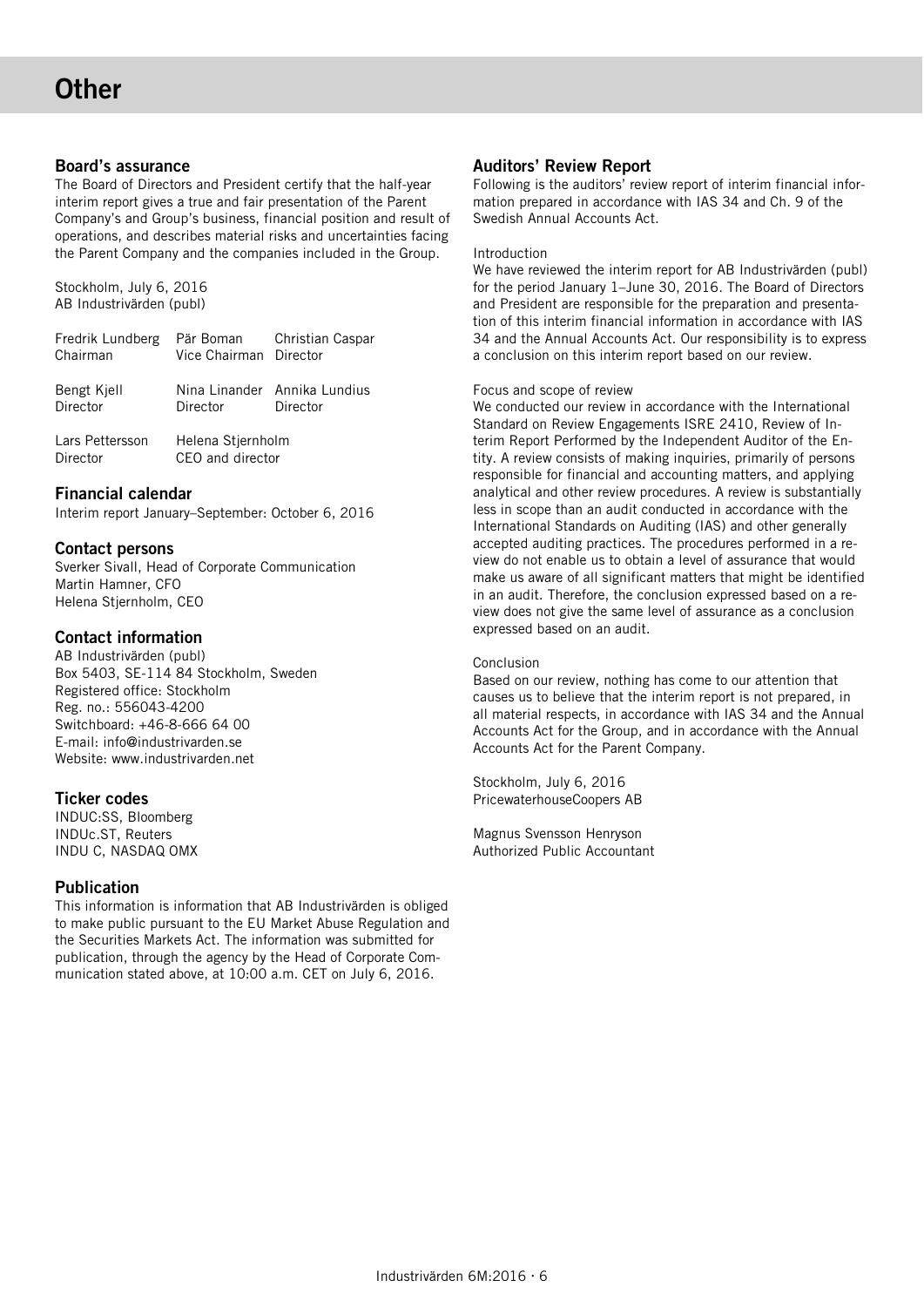# Other

## Board's assurance

The Board of Directors and President certify that the half-year interim report gives a true and fair presentation of the Parent Company's and Group's business, financial position and result of operations, and describes material risks and uncertainties facing the Parent Company and the companies included in the Group.

Stockholm, July 6, 2016
AB Industrivärden (publ)

| | | |
|---|---|---|
| Fredrik Lundberg<br>Chairman | Pär Boman<br>Vice Chairman | Christian Caspar<br>Director |
| Bengt Kjell<br>Director | Nina Linander<br>Director | Annika Lundius<br>Director |
| Lars Pettersson<br>Director | Helena Stjernholm<br>CEO and director | |

## Financial calendar

Interim report January–September: October 6, 2016

## Contact persons

Sverker Sivall, Head of Corporate Communication
Martin Hamner, CFO
Helena Stjernholm, CEO

## Contact information

AB Industrivärden (publ)
Box 5403, SE-114 84 Stockholm, Sweden
Registered office: Stockholm
Reg. no.: 556043-4200
Switchboard: +46-8-666 64 00
E-mail: info@industrivarden.se
Website: www.industrivarden.net

## Ticker codes

INDUC:SS, Bloomberg
INDUc.ST, Reuters
INDU C, NASDAQ OMX

## Publication

This information is information that AB Industrivärden is obliged to make public pursuant to the EU Market Abuse Regulation and the Securities Markets Act. The information was submitted for publication, through the agency by the Head of Corporate Communication stated above, at 10:00 a.m. CET on July 6, 2016.

## Auditors' Review Report

Following is the auditors' review report of interim financial information prepared in accordance with IAS 34 and Ch. 9 of the Swedish Annual Accounts Act.

Introduction

We have reviewed the interim report for AB Industrivärden (publ) for the period January 1–June 30, 2016. The Board of Directors and President are responsible for the preparation and presentation of this interim financial information in accordance with IAS 34 and the Annual Accounts Act. Our responsibility is to express a conclusion on this interim report based on our review.

Focus and scope of review

We conducted our review in accordance with the International Standard on Review Engagements ISRE 2410, Review of Interim Report Performed by the Independent Auditor of the Entity. A review consists of making inquiries, primarily of persons responsible for financial and accounting matters, and applying analytical and other review procedures. A review is substantially less in scope than an audit conducted in accordance with the International Standards on Auditing (IAS) and other generally accepted auditing practices. The procedures performed in a review do not enable us to obtain a level of assurance that would make us aware of all significant matters that might be identified in an audit. Therefore, the conclusion expressed based on a review does not give the same level of assurance as a conclusion expressed based on an audit.

Conclusion

Based on our review, nothing has come to our attention that causes us to believe that the interim report is not prepared, in all material respects, in accordance with IAS 34 and the Annual Accounts Act for the Group, and in accordance with the Annual Accounts Act for the Parent Company.

Stockholm, July 6, 2016
PricewaterhouseCoopers AB

Magnus Svensson Henryson
Authorized Public Accountant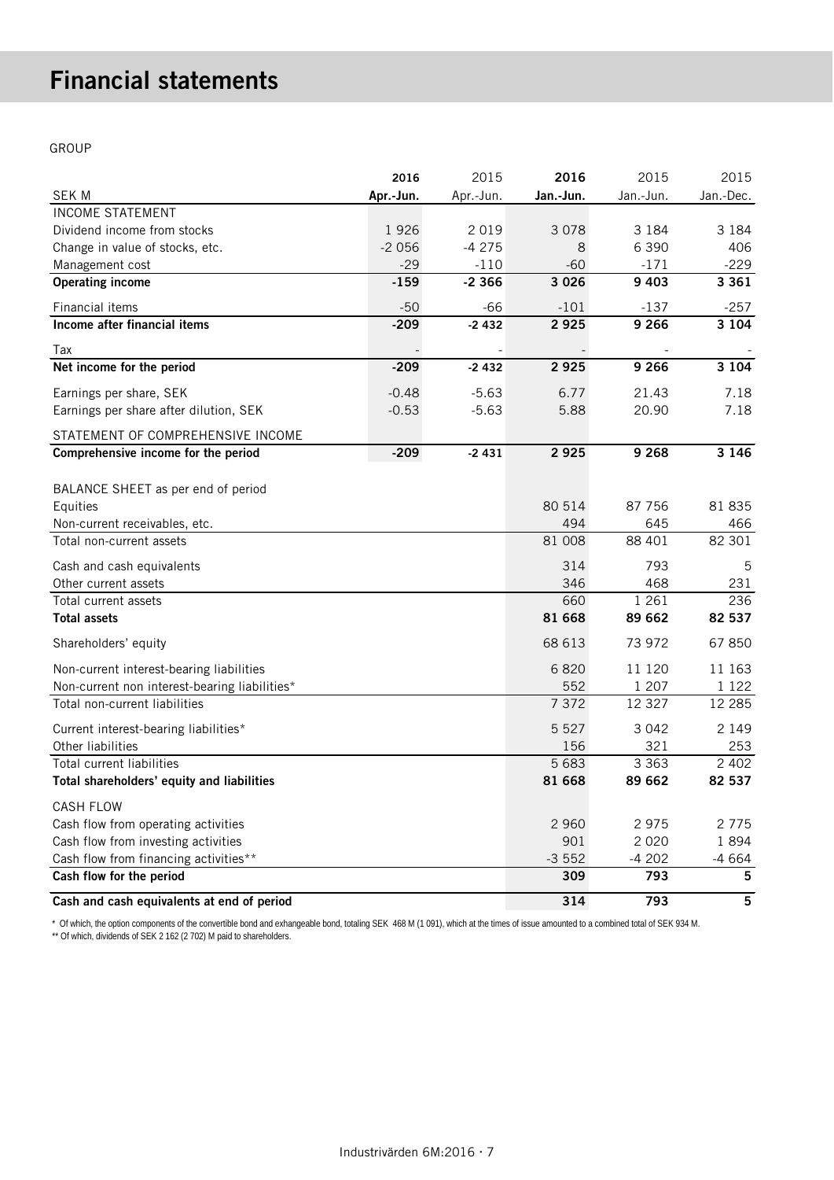# Financial statements

GROUP

| SEK M | 2016 Apr.-Jun. | 2015 Apr.-Jun. | 2016 Jan.-Jun. | 2015 Jan.-Jun. | 2015 Jan.-Dec. |
|---|---|---|---|---|---|
| INCOME STATEMENT | | | | | |
| Dividend income from stocks | 1 926 | 2 019 | 3 078 | 3 184 | 3 184 |
| Change in value of stocks, etc. | -2 056 | -4 275 | 8 | 6 390 | 406 |
| Management cost | -29 | -110 | -60 | -171 | -229 |
| **Operating income** | **-159** | **-2 366** | **3 026** | **9 403** | **3 361** |
| Financial items | -50 | -66 | -101 | -137 | -257 |
| **Income after financial items** | **-209** | **-2 432** | **2 925** | **9 266** | **3 104** |
| Tax | - | - | - | - | - |
| **Net income for the period** | **-209** | **-2 432** | **2 925** | **9 266** | **3 104** |
| Earnings per share, SEK | -0.48 | -5.63 | 6.77 | 21.43 | 7.18 |
| Earnings per share after dilution, SEK | -0.53 | -5.63 | 5.88 | 20.90 | 7.18 |
| STATEMENT OF COMPREHENSIVE INCOME | | | | | |
| **Comprehensive income for the period** | **-209** | **-2 431** | **2 925** | **9 268** | **3 146** |
| BALANCE SHEET as per end of period | | | | | |
| Equities | | | 80 514 | 87 756 | 81 835 |
| Non-current receivables, etc. | | | 494 | 645 | 466 |
| Total non-current assets | | | 81 008 | 88 401 | 82 301 |
| Cash and cash equivalents | | | 314 | 793 | 5 |
| Other current assets | | | 346 | 468 | 231 |
| Total current assets | | | 660 | 1 261 | 236 |
| **Total assets** | | | **81 668** | **89 662** | **82 537** |
| Shareholders' equity | | | 68 613 | 73 972 | 67 850 |
| Non-current interest-bearing liabilities | | | 6 820 | 11 120 | 11 163 |
| Non-current non interest-bearing liabilities* | | | 552 | 1 207 | 1 122 |
| Total non-current liabilities | | | 7 372 | 12 327 | 12 285 |
| Current interest-bearing liabilities* | | | 5 527 | 3 042 | 2 149 |
| Other liabilities | | | 156 | 321 | 253 |
| Total current liabilities | | | 5 683 | 3 363 | 2 402 |
| **Total shareholders' equity and liabilities** | | | **81 668** | **89 662** | **82 537** |
| CASH FLOW | | | | | |
| Cash flow from operating activities | | | 2 960 | 2 975 | 2 775 |
| Cash flow from investing activities | | | 901 | 2 020 | 1 894 |
| Cash flow from financing activities** | | | -3 552 | -4 202 | -4 664 |
| **Cash flow for the period** | | | **309** | **793** | **5** |
| **Cash and cash equivalents at end of period** | | | **314** | **793** | **5** |

* Of which, the option components of the convertible bond and exhangeable bond, totaling SEK 468 M (1 091), which at the times of issue amounted to a combined total of SEK 934 M.

** Of which, dividends of SEK 2 162 (2 702) M paid to shareholders.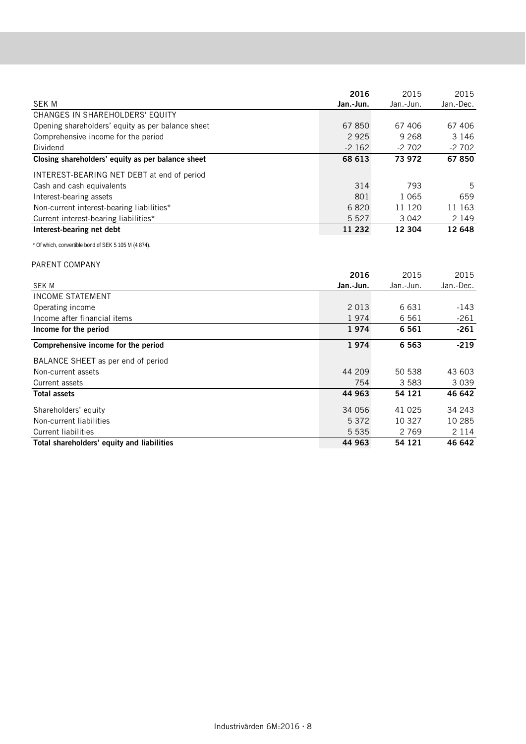| SEK M | 2016 Jan.-Jun. | 2015 Jan.-Jun. | 2015 Jan.-Dec. |
|---|---|---|---|
| CHANGES IN SHAREHOLDERS' EQUITY | | | |
| Opening shareholders' equity as per balance sheet | 67 850 | 67 406 | 67 406 |
| Comprehensive income for the period | 2 925 | 9 268 | 3 146 |
| Dividend | -2 162 | -2 702 | -2 702 |
| **Closing shareholders' equity as per balance sheet** | **68 613** | **73 972** | **67 850** |
| INTEREST-BEARING NET DEBT at end of period | | | |
| Cash and cash equivalents | 314 | 793 | 5 |
| Interest-bearing assets | 801 | 1 065 | 659 |
| Non-current interest-bearing liabilities* | 6 820 | 11 120 | 11 163 |
| Current interest-bearing liabilities* | 5 527 | 3 042 | 2 149 |
| **Interest-bearing net debt** | **11 232** | **12 304** | **12 648** |

* Of which, convertible bond of SEK 5 105 M (4 874).

PARENT COMPANY

| SEK M | 2016 Jan.-Jun. | 2015 Jan.-Jun. | 2015 Jan.-Dec. |
|---|---|---|---|
| INCOME STATEMENT | | | |
| Operating income | 2 013 | 6 631 | -143 |
| Income after financial items | 1 974 | 6 561 | -261 |
| **Income for the period** | **1 974** | **6 561** | **-261** |
| **Comprehensive income for the period** | **1 974** | **6 563** | **-219** |
| BALANCE SHEET as per end of period | | | |
| Non-current assets | 44 209 | 50 538 | 43 603 |
| Current assets | 754 | 3 583 | 3 039 |
| **Total assets** | **44 963** | **54 121** | **46 642** |
| Shareholders' equity | 34 056 | 41 025 | 34 243 |
| Non-current liabilities | 5 372 | 10 327 | 10 285 |
| Current liabilities | 5 535 | 2 769 | 2 114 |
| **Total shareholders' equity and liabilities** | **44 963** | **54 121** | **46 642** |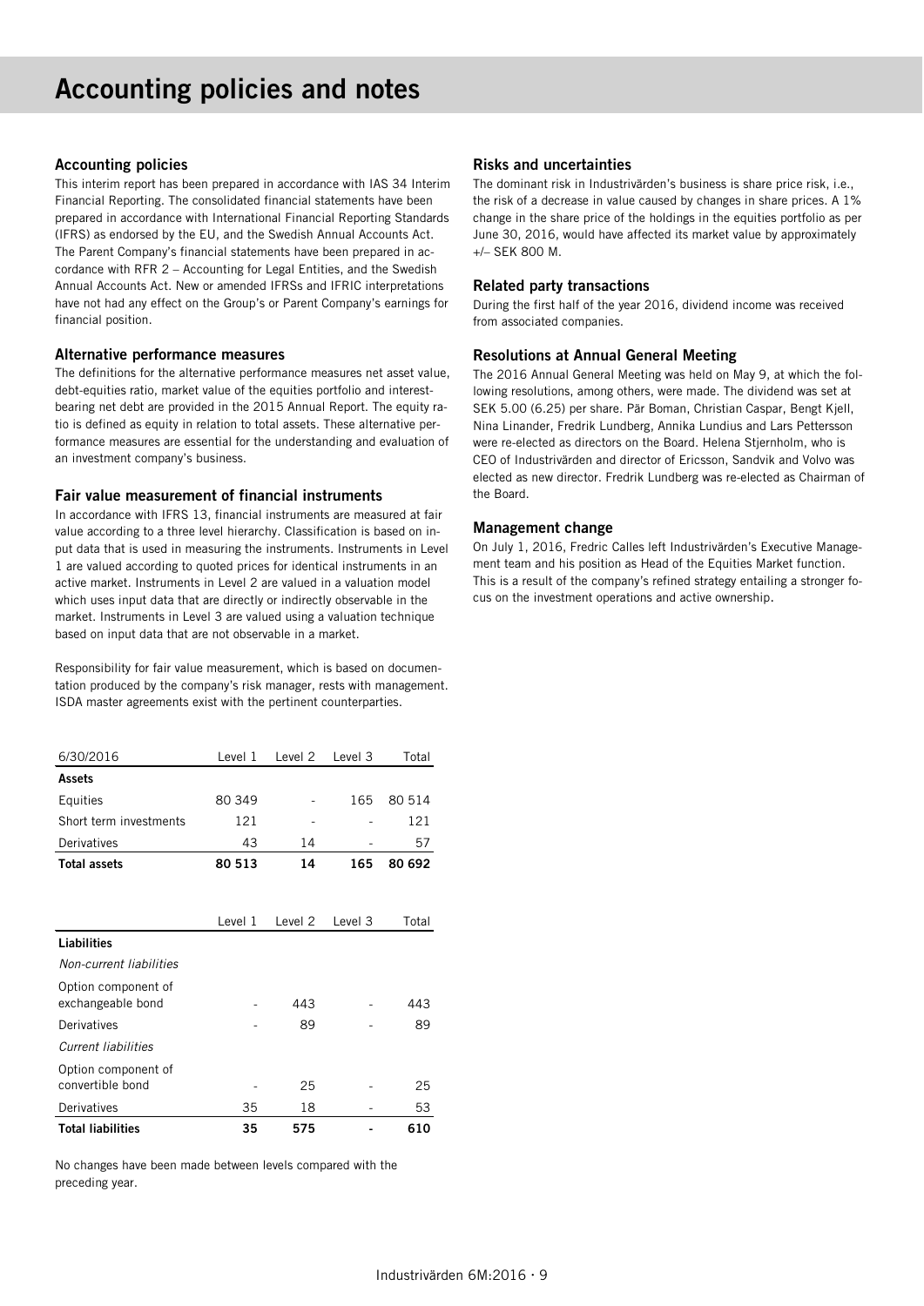# Accounting policies and notes

## Accounting policies

This interim report has been prepared in accordance with IAS 34 Interim Financial Reporting. The consolidated financial statements have been prepared in accordance with International Financial Reporting Standards (IFRS) as endorsed by the EU, and the Swedish Annual Accounts Act. The Parent Company's financial statements have been prepared in accordance with RFR 2 – Accounting for Legal Entities, and the Swedish Annual Accounts Act. New or amended IFRSs and IFRIC interpretations have not had any effect on the Group's or Parent Company's earnings for financial position.

## Alternative performance measures

The definitions for the alternative performance measures net asset value, debt-equities ratio, market value of the equities portfolio and interest-bearing net debt are provided in the 2015 Annual Report. The equity ratio is defined as equity in relation to total assets. These alternative performance measures are essential for the understanding and evaluation of an investment company's business.

## Fair value measurement of financial instruments

In accordance with IFRS 13, financial instruments are measured at fair value according to a three level hierarchy. Classification is based on input data that is used in measuring the instruments. Instruments in Level 1 are valued according to quoted prices for identical instruments in an active market. Instruments in Level 2 are valued in a valuation model which uses input data that are directly or indirectly observable in the market. Instruments in Level 3 are valued using a valuation technique based on input data that are not observable in a market.

Responsibility for fair value measurement, which is based on documentation produced by the company's risk manager, rests with management. ISDA master agreements exist with the pertinent counterparties.

| 6/30/2016 | Level 1 | Level 2 | Level 3 | Total |
|---|---|---|---|---|
| **Assets** | | | | |
| Equities | 80 349 | - | 165 | 80 514 |
| Short term investments | 121 | - | - | 121 |
| Derivatives | 43 | 14 | - | 57 |
| **Total assets** | **80 513** | **14** | **165** | **80 692** |

| | Level 1 | Level 2 | Level 3 | Total |
|---|---|---|---|---|
| **Liabilities** | | | | |
| *Non-current liabilities* | | | | |
| Option component of exchangeable bond | - | 443 | - | 443 |
| Derivatives | - | 89 | - | 89 |
| *Current liabilities* | | | | |
| Option component of convertible bond | - | 25 | - | 25 |
| Derivatives | 35 | 18 | - | 53 |
| **Total liabilities** | **35** | **575** | **-** | **610** |

No changes have been made between levels compared with the preceding year.

## Risks and uncertainties

The dominant risk in Industrivärden's business is share price risk, i.e., the risk of a decrease in value caused by changes in share prices. A 1% change in the share price of the holdings in the equities portfolio as per June 30, 2016, would have affected its market value by approximately +/– SEK 800 M.

## Related party transactions

During the first half of the year 2016, dividend income was received from associated companies.

## Resolutions at Annual General Meeting

The 2016 Annual General Meeting was held on May 9, at which the following resolutions, among others, were made. The dividend was set at SEK 5.00 (6.25) per share. Pär Boman, Christian Caspar, Bengt Kjell, Nina Linander, Fredrik Lundberg, Annika Lundius and Lars Pettersson were re-elected as directors on the Board. Helena Stjernholm, who is CEO of Industrivärden and director of Ericsson, Sandvik and Volvo was elected as new director. Fredrik Lundberg was re-elected as Chairman of the Board.

## Management change

On July 1, 2016, Fredric Calles left Industrivärden's Executive Management team and his position as Head of the Equities Market function. This is a result of the company's refined strategy entailing a stronger focus on the investment operations and active ownership.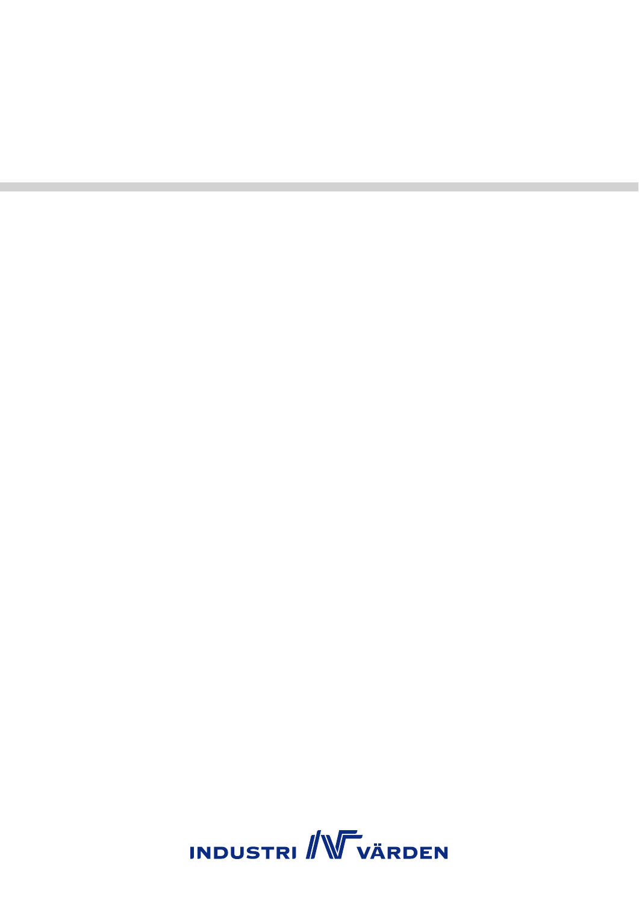INDUSTRI VÄRDEN